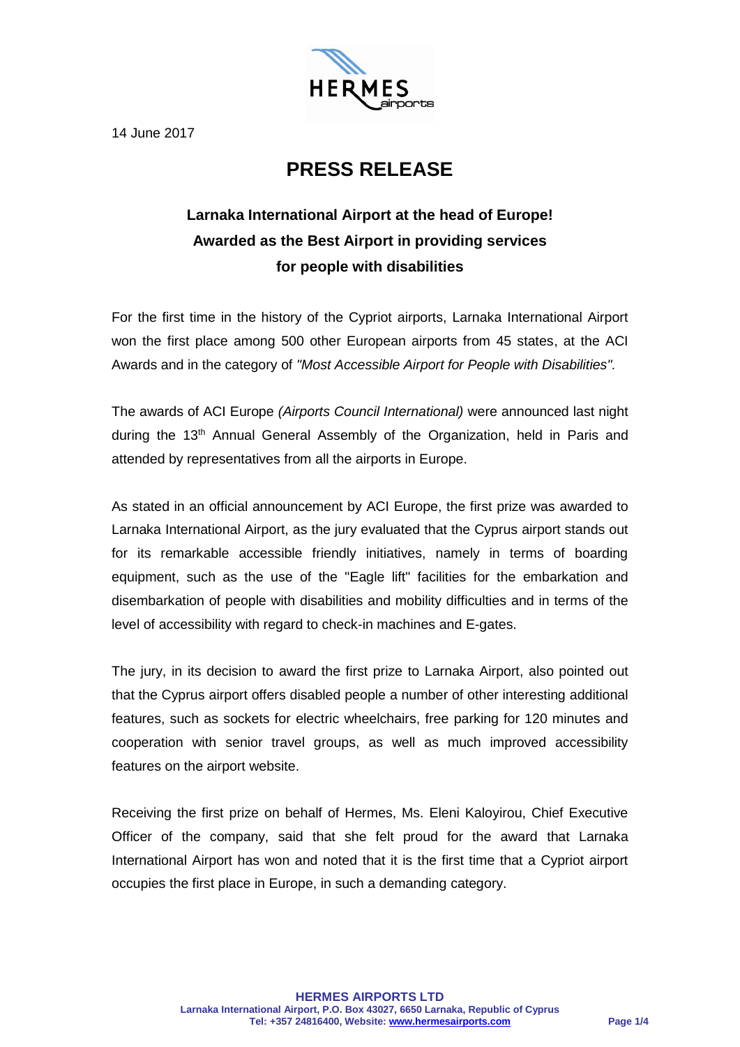14 June 2017

# PRESS RELEASE

## Larnaka International Airport at the head of Europe! Awarded as the Best Airport in providing services for people with disabilities

For the first time in the history of the Cypriot airports, Larnaka International Airport won the first place among 500 other European airports from 45 states, at the ACI Awards and in the category of *"Most Accessible Airport for People with Disabilities".*

The awards of ACI Europe *(Airports Council International)* were announced last night during the 13th Annual General Assembly of the Organization, held in Paris and attended by representatives from all the airports in Europe.

As stated in an official announcement by ACI Europe, the first prize was awarded to Larnaka International Airport, as the jury evaluated that the Cyprus airport stands out for its remarkable accessible friendly initiatives, namely in terms of boarding equipment, such as the use of the "Eagle lift" facilities for the embarkation and disembarkation of people with disabilities and mobility difficulties and in terms of the level of accessibility with regard to check-in machines and E-gates.

The jury, in its decision to award the first prize to Larnaka Airport, also pointed out that the Cyprus airport offers disabled people a number of other interesting additional features, such as sockets for electric wheelchairs, free parking for 120 minutes and cooperation with senior travel groups, as well as much improved accessibility features on the airport website.

Receiving the first prize on behalf of Hermes, Ms. Eleni Kaloyirou, Chief Executive Officer of the company, said that she felt proud for the award that Larnaka International Airport has won and noted that it is the first time that a Cypriot airport occupies the first place in Europe, in such a demanding category.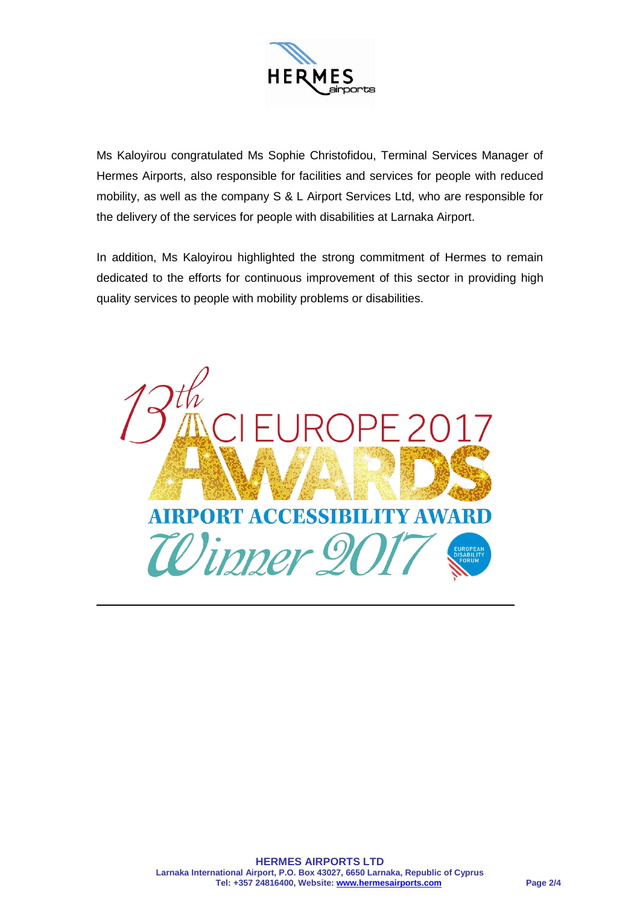Ms Kaloyirou congratulated Ms Sophie Christofidou, Terminal Services Manager of Hermes Airports, also responsible for facilities and services for people with reduced mobility, as well as the company S & L Airport Services Ltd, who are responsible for the delivery of the services for people with disabilities at Larnaka Airport.

In addition, Ms Kaloyirou highlighted the strong commitment of Hermes to remain dedicated to the efforts for continuous improvement of this sector in providing high quality services to people with mobility problems or disabilities.

13th ACI EUROPE 2017 AWARDS

AIRPORT ACCESSIBILITY AWARD

Winner 2017

EUROPEAN DISABILITY FORUM

---

**HERMES AIRPORTS LTD**
**Larnaka International Airport, P.O. Box 43027, 6650 Larnaka, Republic of Cyprus**
**Tel: +357 24816400, Website: www.hermesairports.com**